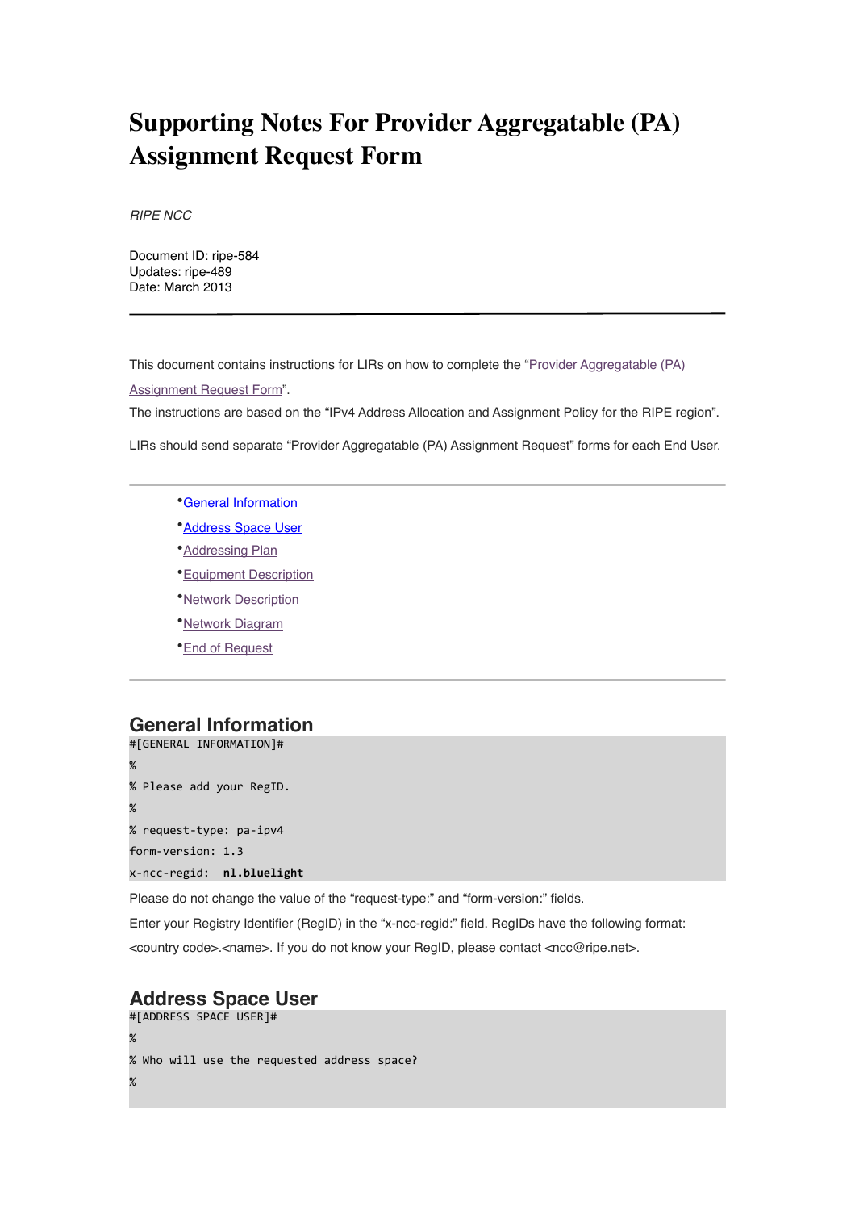# Supporting Notes For Provider Aggregatable (PA) Assignment Request Form

*RIPE NCC*

Document ID: ripe-584
Updates: ripe-489
Date: March 2013

---

This document contains instructions for LIRs on how to complete the "Provider Aggregatable (PA) Assignment Request Form".

The instructions are based on the "IPv4 Address Allocation and Assignment Policy for the RIPE region".

LIRs should send separate "Provider Aggregatable (PA) Assignment Request" forms for each End User.

---

- General Information
- Address Space User
- Addressing Plan
- Equipment Description
- Network Description
- Network Diagram
- End of Request

---

## General Information

```
#[GENERAL INFORMATION]#
%
% Please add your RegID.
%
% request-type: pa-ipv4
form-version: 1.3
x-ncc-regid:  nl.bluelight
```

Please do not change the value of the "request-type:" and "form-version:" fields.

Enter your Registry Identifier (RegID) in the "x-ncc-regid:" field. RegIDs have the following format: <country code>.<name>. If you do not know your RegID, please contact <ncc@ripe.net>.

## Address Space User

```
#[ADDRESS SPACE USER]#
%
% Who will use the requested address space?
%
```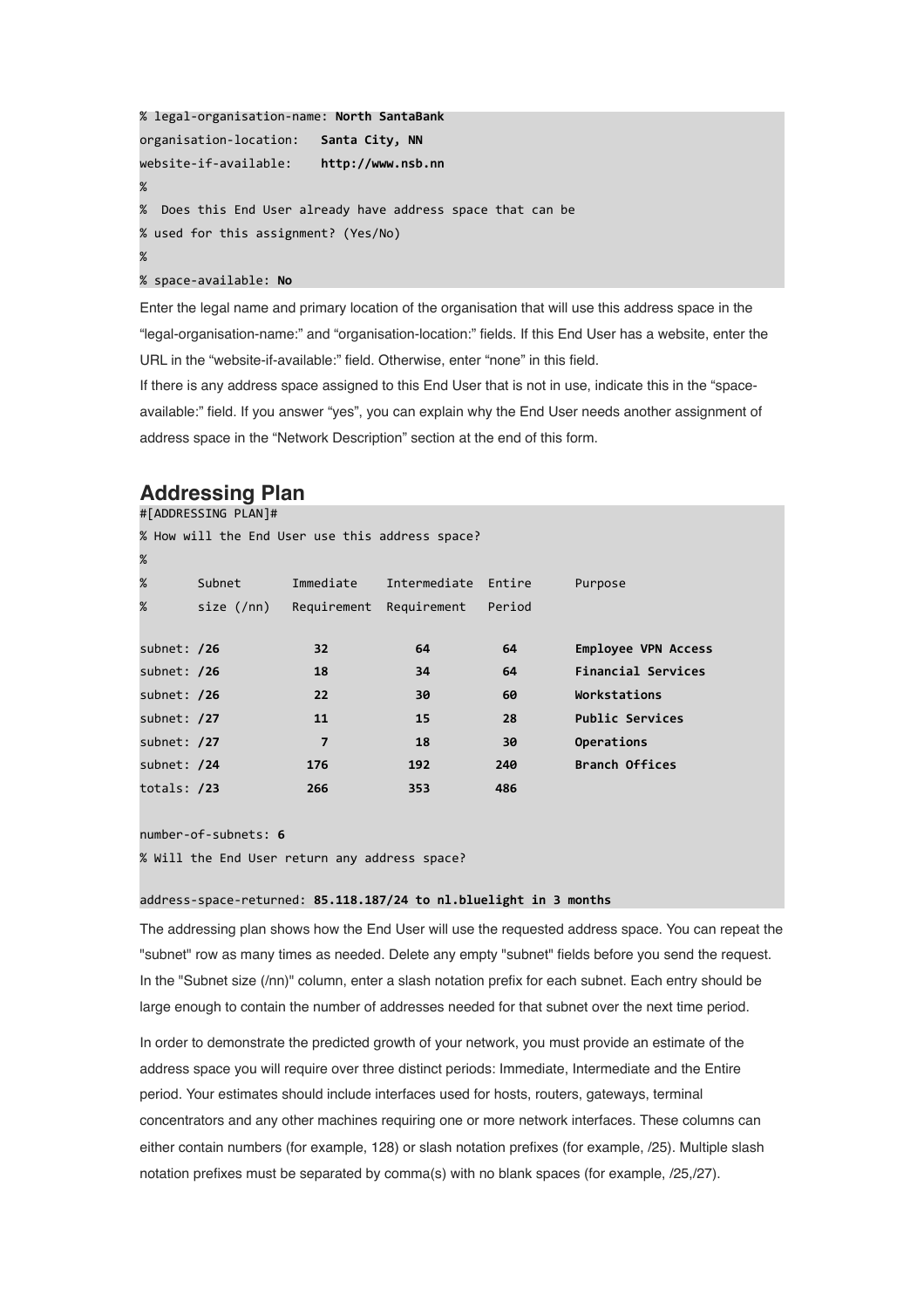```
% legal-organisation-name: North SantaBank
organisation-location:   Santa City, NN
website-if-available:    http://www.nsb.nn
%
%  Does this End User already have address space that can be
% used for this assignment? (Yes/No)
%
% space-available: No
```

Enter the legal name and primary location of the organisation that will use this address space in the "legal-organisation-name:" and "organisation-location:" fields. If this End User has a website, enter the URL in the "website-if-available:" field. Otherwise, enter "none" in this field.

If there is any address space assigned to this End User that is not in use, indicate this in the "space-available:" field. If you answer "yes", you can explain why the End User needs another assignment of address space in the "Network Description" section at the end of this form.

## Addressing Plan

```
#[ADDRESSING PLAN]#
% How will the End User use this address space?
%
%       Subnet       Immediate    Intermediate  Entire     Purpose
%       size (/nn)   Requirement  Requirement   Period

subnet: /26           32           64            64        Employee VPN Access
subnet: /26           18           34            64        Financial Services
subnet: /26           22           30            60        Workstations
subnet: /27           11           15            28        Public Services
subnet: /27            7           18            30        Operations
subnet: /24          176          192           240        Branch Offices
totals: /23          266          353           486

number-of-subnets: 6
% Will the End User return any address space?

address-space-returned: 85.118.187/24 to nl.bluelight in 3 months
```

The addressing plan shows how the End User will use the requested address space. You can repeat the "subnet" row as many times as needed. Delete any empty "subnet" fields before you send the request. In the "Subnet size (/nn)" column, enter a slash notation prefix for each subnet. Each entry should be large enough to contain the number of addresses needed for that subnet over the next time period.

In order to demonstrate the predicted growth of your network, you must provide an estimate of the address space you will require over three distinct periods: Immediate, Intermediate and the Entire period. Your estimates should include interfaces used for hosts, routers, gateways, terminal concentrators and any other machines requiring one or more network interfaces. These columns can either contain numbers (for example, 128) or slash notation prefixes (for example, /25). Multiple slash notation prefixes must be separated by comma(s) with no blank spaces (for example, /25,/27).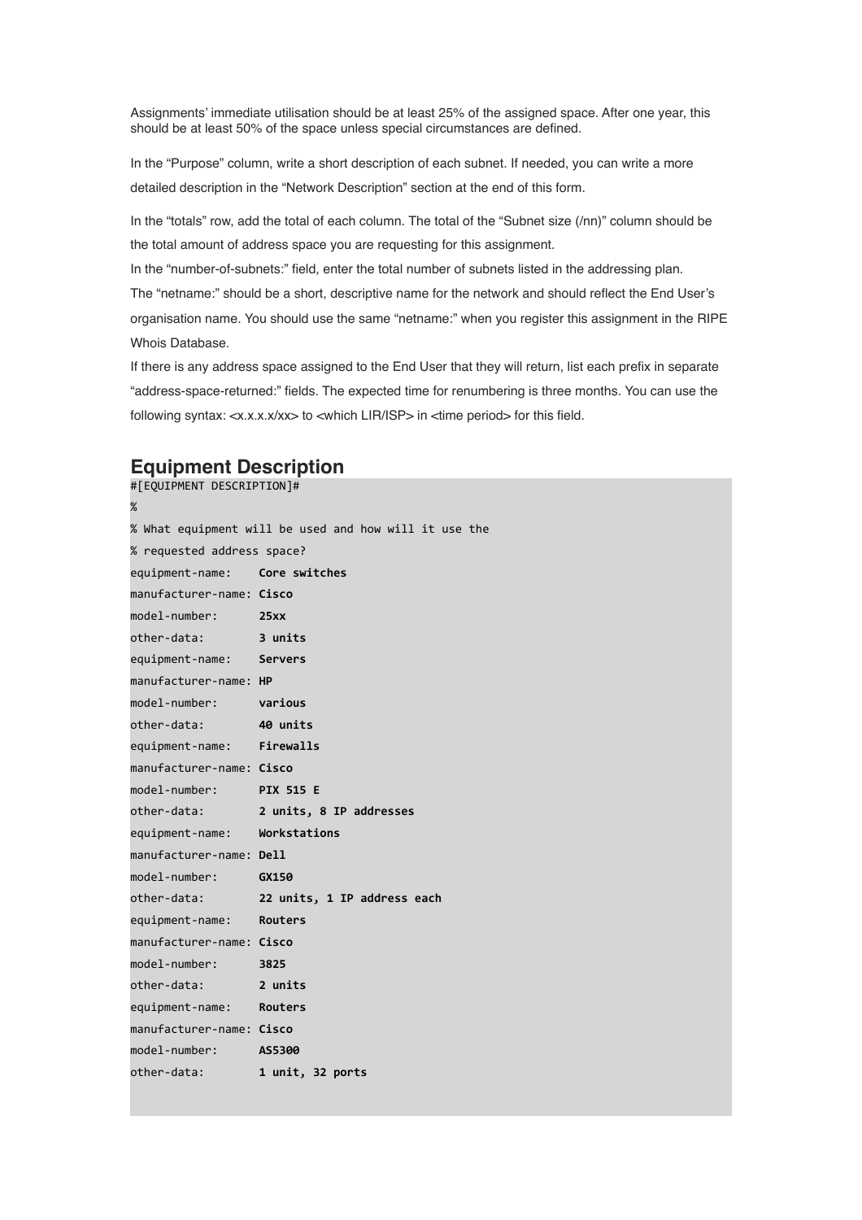Assignments' immediate utilisation should be at least 25% of the assigned space. After one year, this should be at least 50% of the space unless special circumstances are defined.

In the "Purpose" column, write a short description of each subnet. If needed, you can write a more detailed description in the "Network Description" section at the end of this form.

In the "totals" row, add the total of each column. The total of the "Subnet size (/nn)" column should be the total amount of address space you are requesting for this assignment.

In the "number-of-subnets:" field, enter the total number of subnets listed in the addressing plan.

The "netname:" should be a short, descriptive name for the network and should reflect the End User's organisation name. You should use the same "netname:" when you register this assignment in the RIPE Whois Database.

If there is any address space assigned to the End User that they will return, list each prefix in separate "address-space-returned:" fields. The expected time for renumbering is three months. You can use the following syntax: <x.x.x.x/xx> to <which LIR/ISP> in <time period> for this field.

## Equipment Description

```
#[EQUIPMENT DESCRIPTION]#
%
% What equipment will be used and how will it use the
% requested address space?
equipment-name:    Core switches
manufacturer-name: Cisco
model-number:      25xx
other-data:        3 units
equipment-name:    Servers
manufacturer-name: HP
model-number:      various
other-data:        40 units
equipment-name:    Firewalls
manufacturer-name: Cisco
model-number:      PIX 515 E
other-data:        2 units, 8 IP addresses
equipment-name:    Workstations
manufacturer-name: Dell
model-number:      GX150
other-data:        22 units, 1 IP address each
equipment-name:    Routers
manufacturer-name: Cisco
model-number:      3825
other-data:        2 units
equipment-name:    Routers
manufacturer-name: Cisco
model-number:      AS5300
other-data:        1 unit, 32 ports
```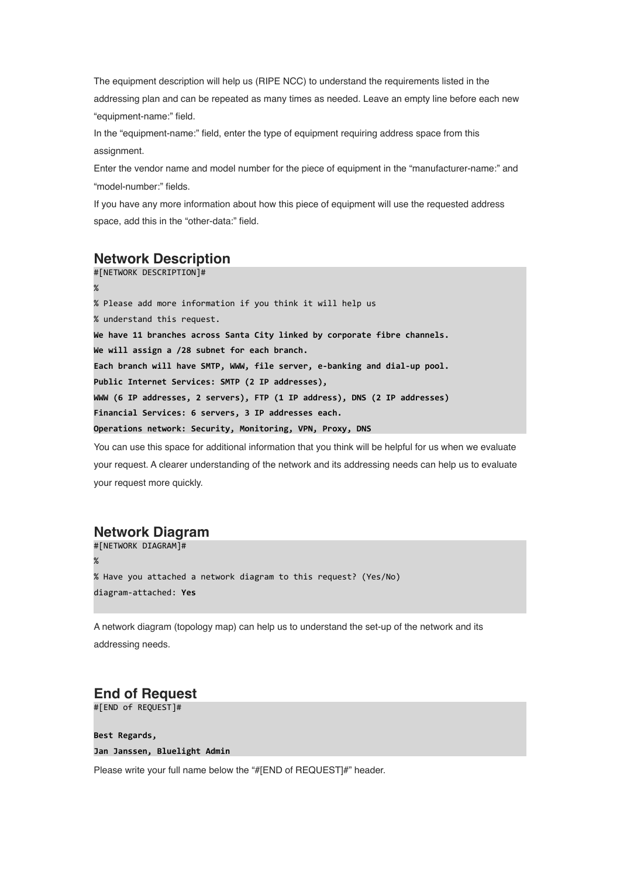The equipment description will help us (RIPE NCC) to understand the requirements listed in the addressing plan and can be repeated as many times as needed. Leave an empty line before each new "equipment-name:" field.

In the "equipment-name:" field, enter the type of equipment requiring address space from this assignment.

Enter the vendor name and model number for the piece of equipment in the "manufacturer-name:" and "model-number:" fields.

If you have any more information about how this piece of equipment will use the requested address space, add this in the "other-data:" field.

## Network Description

```
#[NETWORK DESCRIPTION]#
%
% Please add more information if you think it will help us
% understand this request.
We have 11 branches across Santa City linked by corporate fibre channels.
We will assign a /28 subnet for each branch.
Each branch will have SMTP, WWW, file server, e-banking and dial-up pool.
Public Internet Services: SMTP (2 IP addresses),
WWW (6 IP addresses, 2 servers), FTP (1 IP address), DNS (2 IP addresses)
Financial Services: 6 servers, 3 IP addresses each.
Operations network: Security, Monitoring, VPN, Proxy, DNS
```

You can use this space for additional information that you think will be helpful for us when we evaluate your request. A clearer understanding of the network and its addressing needs can help us to evaluate your request more quickly.

## Network Diagram

```
#[NETWORK DIAGRAM]#
%
% Have you attached a network diagram to this request? (Yes/No)
diagram-attached: Yes
```

A network diagram (topology map) can help us to understand the set-up of the network and its addressing needs.

## End of Request

```
#[END of REQUEST]#

Best Regards,
Jan Janssen, Bluelight Admin
```

Please write your full name below the "#[END of REQUEST]#" header.